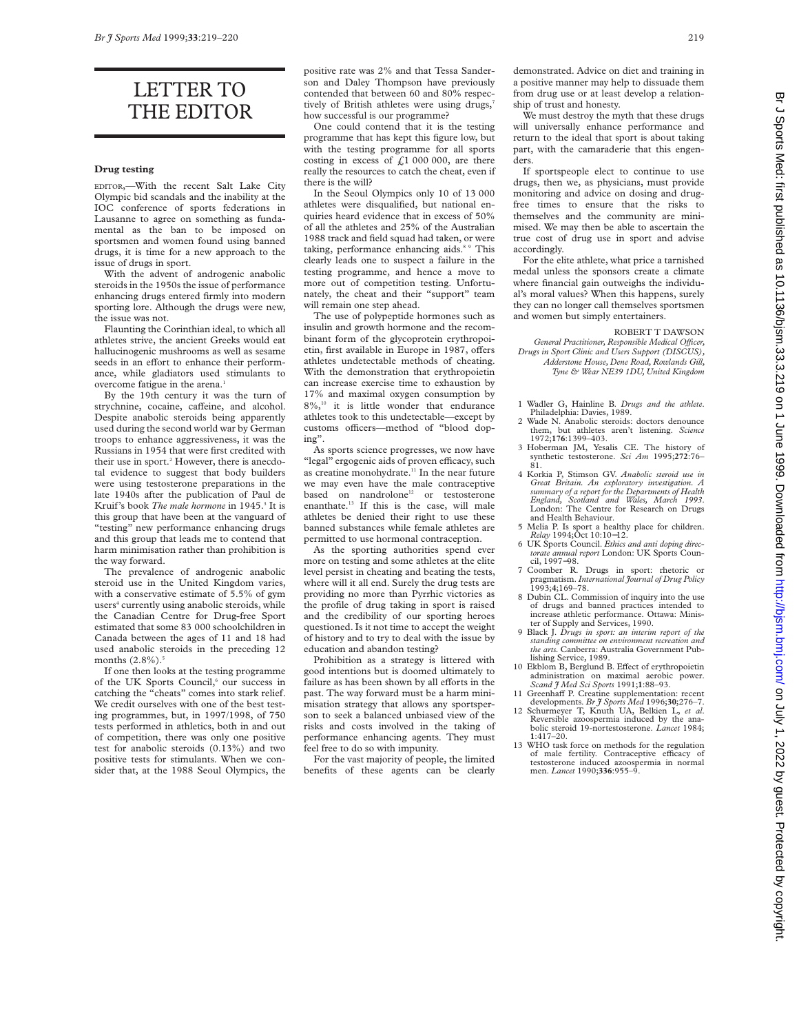# LETTER TO THE EDITOR

## Drug testing

EDITOR,—With the recent Salt Lake City Olympic bid scandals and the inability at the IOC conference of sports federations in Lausanne to agree on something as fundamental as the ban to be imposed on sportsmen and women found using banned drugs, it is time for a new approach to the issue of drugs in sport.

With the advent of androgenic anabolic steroids in the 1950s the issue of performance enhancing drugs entered firmly into modern sporting lore. Although the drugs were new, the issue was not.

Flaunting the Corinthian ideal, to which all athletes strive, the ancient Greeks would eat hallucinogenic mushrooms as well as sesame seeds in an effort to enhance their performance, while gladiators used stimulants to overcome fatigue in the arena.[1]

By the 19th century it was the turn of strychnine, cocaine, caffeine, and alcohol. Despite anabolic steroids being apparently used during the second world war by German troops to enhance aggressiveness, it was the Russians in 1954 that were first credited with their use in sport.[2] However, there is anecdotal evidence to suggest that body builders were using testosterone preparations in the late 1940s after the publication of Paul de Kruif's book *The male hormone* in 1945.[3] It is this group that have been at the vanguard of "testing" new performance enhancing drugs and this group that leads me to contend that harm minimisation rather than prohibition is the way forward.

The prevalence of androgenic anabolic steroid use in the United Kingdom varies, with a conservative estimate of 5.5% of gym users[4] currently using anabolic steroids, while the Canadian Centre for Drug-free Sport estimated that some 83 000 schoolchildren in Canada between the ages of 11 and 18 had used anabolic steroids in the preceding 12 months (2.8%).[5]

If one then looks at the testing programme of the UK Sports Council,[6] our success in catching the "cheats" comes into stark relief. We credit ourselves with one of the best testing programmes, but, in 1997/1998, of 750 tests performed in athletics, both in and out of competition, there was only one positive test for anabolic steroids (0.13%) and two positive tests for stimulants. When we consider that, at the 1988 Seoul Olympics, the positive rate was 2% and that Tessa Sanderson and Daley Thompson have previously contended that between 60 and 80% respectively of British athletes were using drugs,[7] how successful is our programme?

One could contend that it is the testing programme that has kept this figure low, but with the testing programme for all sports costing in excess of £1 000 000, are there really the resources to catch the cheat, even if there is the will?

In the Seoul Olympics only 10 of 13 000 athletes were disqualified, but national enquiries heard evidence that in excess of 50% of all the athletes and 25% of the Australian 1988 track and field squad had taken, or were taking, performance enhancing aids.[8,9] This clearly leads one to suspect a failure in the testing programme, and hence a move to more out of competition testing. Unfortunately, the cheat and their "support" team will remain one step ahead.

The use of polypeptide hormones such as insulin and growth hormone and the recombinant form of the glycoprotein erythropoietin, first available in Europe in 1987, offers athletes undetectable methods of cheating. With the demonstration that erythropoietin can increase exercise time to exhaustion by 17% and maximal oxygen consumption by 8%,[10] it is little wonder that endurance athletes took to this undetectable—except by customs officers—method of "blood doping".

As sports science progresses, we now have "legal" ergogenic aids of proven efficacy, such as creatine monohydrate.[11] In the near future we may even have the male contraceptive based on nandrolone[12] or testosterone enanthate.[13] If this is the case, will male athletes be denied their right to use these banned substances while female athletes are permitted to use hormonal contraception.

As the sporting authorities spend ever more on testing and some athletes at the elite level persist in cheating and beating the tests, where will it all end. Surely the drug tests are providing no more than Pyrrhic victories as the profile of drug taking in sport is raised and the credibility of our sporting heroes questioned. Is it not time to accept the weight of history and to try to deal with the issue by education and abandon testing?

Prohibition as a strategy is littered with good intentions but is doomed ultimately to failure as has been shown by all efforts in the past. The way forward must be a harm minimisation strategy that allows any sportsperson to seek a balanced unbiased view of the risks and costs involved in the taking of performance enhancing agents. They must feel free to do so with impunity.

For the vast majority of people, the limited benefits of these agents can be clearly demonstrated. Advice on diet and training in a positive manner may help to dissuade them from drug use or at least develop a relationship of trust and honesty.

We must destroy the myth that these drugs will universally enhance performance and return to the ideal that sport is about taking part, with the camaraderie that this engenders.

If sportspeople elect to continue to use drugs, then we, as physicians, must provide monitoring and advice on dosing and drug-free times to ensure that the risks to themselves and the community are minimised. We may then be able to ascertain the true cost of drug use in sport and advise accordingly.

For the elite athlete, what price a tarnished medal unless the sponsors create a climate where financial gain outweighs the individual's moral values? When this happens, surely they can no longer call themselves sportsmen and women but simply entertainers.

ROBERT T DAWSON
*General Practitioner, Responsible Medical Officer, Drugs in Sport Clinic and Users Support (DISCUS), Adderstone House, Dene Road, Rowlands Gill, Tyne & Wear NE39 1DU, United Kingdom*

1 Wadler G, Hainline B. *Drugs and the athlete*. Philadelphia: Davies, 1989.
2 Wade N. Anabolic steroids: doctors denounce them, but athletes aren't listening. *Science* 1972;**176**:1399–403.
3 Hoberman JM, Yesalis CE. The history of synthetic testosterone. *Sci Am* 1995;**272**:76–81.
4 Korkia P, Stimson GV. *Anabolic steroid use in Great Britain. An exploratory investigation. A summary of a report for the Departments of Health England, Scotland and Wales, March 1993*. London: The Centre for Research on Drugs and Health Behaviour.
5 Melia P. Is sport a healthy place for children. *Relay* 1994;Oct 10:10–12.
6 UK Sports Council. *Ethics and anti doping directorate annual report* London: UK Sports Council, 1997–98.
7 Coomber R. Drugs in sport: rhetoric or pragmatism. *International Journal of Drug Policy* 1993;**4**;169–78.
8 Dubin CL. Commission of inquiry into the use of drugs and banned practices intended to increase athletic performance. Ottawa: Minister of Supply and Services, 1990.
9 Black J. *Drugs in sport: an interim report of the standing committee on environment recreation and the arts*. Canberra: Australia Government Publishing Service, 1989.
10 Ekblom B, Berglund B. Effect of erythropoietin administration on maximal aerobic power. *Scand J Med Sci Sports* 1991;**1**:88–93.
11 Greenhaff P. Creatine supplementation: recent developments. *Br J Sports Med* 1996;**30**;276–7.
12 Schurmeyer T, Knuth UA, Belkien L, *et al*. Reversible azoospermia induced by the anabolic steroid 19-nortestosterone. *Lancet* 1984; **1**:417–20.
13 WHO task force on methods for the regulation of male fertility. Contraceptive efficacy of testosterone induced azoospermia in normal men. *Lancet* 1990;**336**:955–9.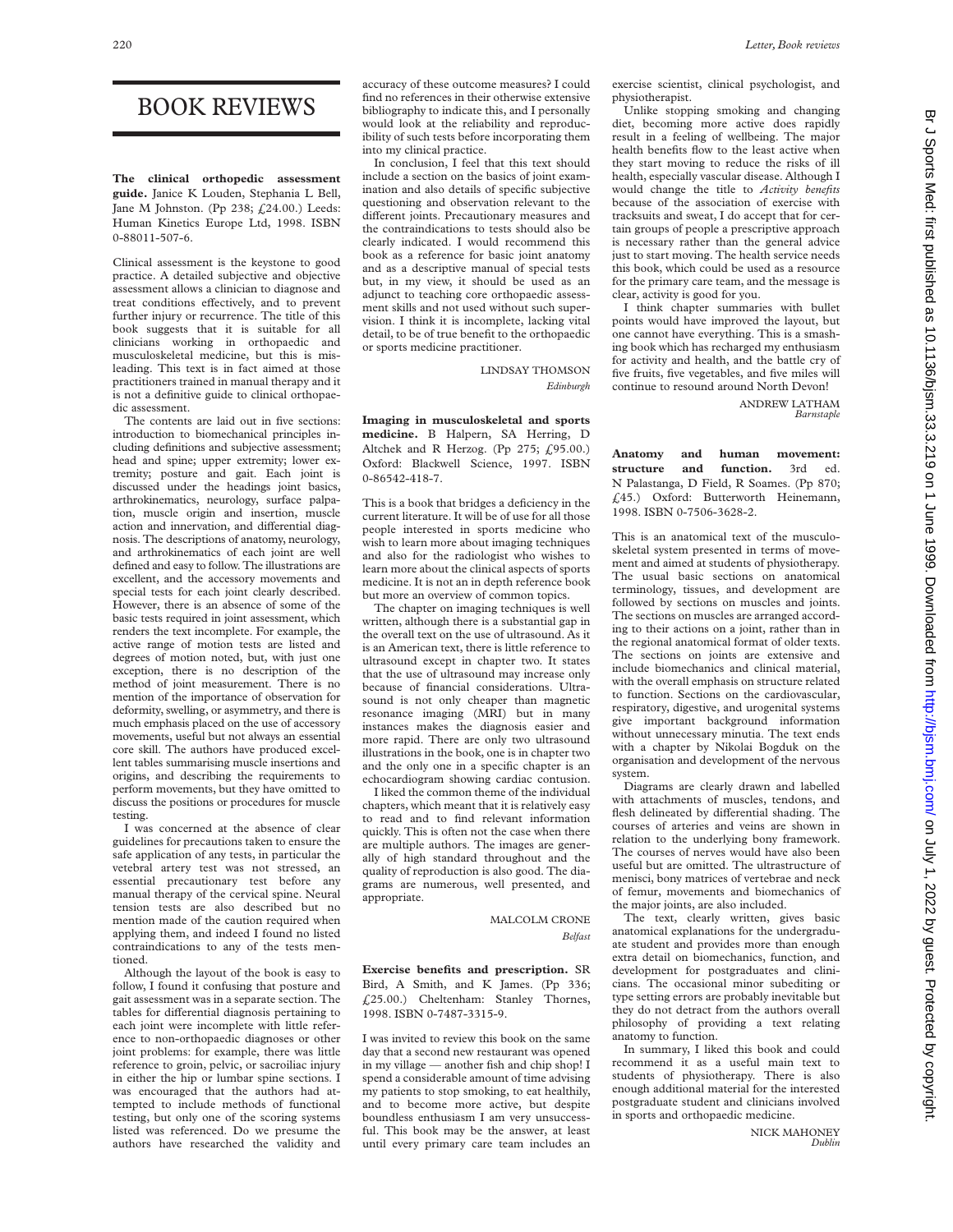# BOOK REVIEWS

**The clinical orthopedic assessment guide.** Janice K Louden, Stephania L Bell, Jane M Johnston. (Pp 238; £24.00.) Leeds: Human Kinetics Europe Ltd, 1998. ISBN 0-88011-507-6.

Clinical assessment is the keystone to good practice. A detailed subjective and objective assessment allows a clinician to diagnose and treat conditions effectively, and to prevent further injury or recurrence. The title of this book suggests that it is suitable for all clinicians working in orthopaedic and musculoskeletal medicine, but this is misleading. This text is in fact aimed at those practitioners trained in manual therapy and it is not a definitive guide to clinical orthopaedic assessment.

The contents are laid out in five sections: introduction to biomechanical principles including definitions and subjective assessment; head and spine; upper extremity; lower extremity; posture and gait. Each joint is discussed under the headings joint basics, arthrokinematics, neurology, surface palpation, muscle origin and insertion, muscle action and innervation, and differential diagnosis. The descriptions of anatomy, neurology, and arthrokinematics of each joint are well defined and easy to follow. The illustrations are excellent, and the accessory movements and special tests for each joint clearly described. However, there is an absence of some of the basic tests required in joint assessment, which renders the text incomplete. For example, the active range of motion tests are listed and degrees of motion noted, but, with just one exception, there is no description of the method of joint measurement. There is no mention of the importance of observation for deformity, swelling, or asymmetry, and there is much emphasis placed on the use of accessory movements, useful but not always an essential core skill. The authors have produced excellent tables summarising muscle insertions and origins, and describing the requirements to perform movements, but they have omitted to discuss the positions or procedures for muscle testing.

I was concerned at the absence of clear guidelines for precautions taken to ensure the safe application of any tests, in particular the vetebral artery test was not stressed, an essential precautionary test before any manual therapy of the cervical spine. Neural tension tests are also described but no mention made of the caution required when applying them, and indeed I found no listed contraindications to any of the tests mentioned.

Although the layout of the book is easy to follow, I found it confusing that posture and gait assessment was in a separate section. The tables for differential diagnosis pertaining to each joint were incomplete with little reference to non-orthopaedic diagnoses or other joint problems: for example, there was little reference to groin, pelvic, or sacroiliac injury in either the hip or lumbar spine sections. I was encouraged that the authors had attempted to include methods of functional testing, but only one of the scoring systems listed was referenced. Do we presume the authors have researched the validity and accuracy of these outcome measures? I could find no references in their otherwise extensive bibliography to indicate this, and I personally would look at the reliability and reproducibility of such tests before incorporating them into my clinical practice.

In conclusion, I feel that this text should include a section on the basics of joint examination and also details of specific subjective questioning and observation relevant to the different joints. Precautionary measures and the contraindications to tests should also be clearly indicated. I would recommend this book as a reference for basic joint anatomy and as a descriptive manual of special tests but, in my view, it should be used as an adjunct to teaching core orthopaedic assessment skills and not used without such supervision. I think it is incomplete, lacking vital detail, to be of true benefit to the orthopaedic or sports medicine practitioner.

LINDSAY THOMSON
*Edinburgh*

**Imaging in musculoskeletal and sports medicine.** B Halpern, SA Herring, D Altchek and R Herzog. (Pp 275; £95.00.) Oxford: Blackwell Science, 1997. ISBN 0-86542-418-7.

This is a book that bridges a deficiency in the current literature. It will be of use for all those people interested in sports medicine who wish to learn more about imaging techniques and also for the radiologist who wishes to learn more about the clinical aspects of sports medicine. It is not an in depth reference book but more an overview of common topics.

The chapter on imaging techniques is well written, although there is a substantial gap in the overall text on the use of ultrasound. As it is an American text, there is little reference to ultrasound except in chapter two. It states that the use of ultrasound may increase only because of financial considerations. Ultrasound is not only cheaper than magnetic resonance imaging (MRI) but in many instances makes the diagnosis easier and more rapid. There are only two ultrasound illustrations in the book, one is in chapter two and the only one in a specific chapter is an echocardiogram showing cardiac contusion.

I liked the common theme of the individual chapters, which meant that it is relatively easy to read and to find relevant information quickly. This is often not the case when there are multiple authors. The images are generally of high standard throughout and the quality of reproduction is also good. The diagrams are numerous, well presented, and appropriate.

MALCOLM CRONE
*Belfast*

**Exercise benefits and prescription.** SR Bird, A Smith, and K James. (Pp 336; £25.00.) Cheltenham: Stanley Thornes, 1998. ISBN 0-7487-3315-9.

I was invited to review this book on the same day that a second new restaurant was opened in my village — another fish and chip shop! I spend a considerable amount of time advising my patients to stop smoking, to eat healthily, and to become more active, but despite boundless enthusiasm I am very unsuccessful. This book may be the answer, at least until every primary care team includes an exercise scientist, clinical psychologist, and physiotherapist.

Unlike stopping smoking and changing diet, becoming more active does rapidly result in a feeling of wellbeing. The major health benefits flow to the least active when they start moving to reduce the risks of ill health, especially vascular disease. Although I would change the title to *Activity benefits* because of the association of exercise with tracksuits and sweat, I do accept that for certain groups of people a prescriptive approach is necessary rather than the general advice just to start moving. The health service needs this book, which could be used as a resource for the primary care team, and the message is clear, activity is good for you.

I think chapter summaries with bullet points would have improved the layout, but one cannot have everything. This is a smashing book which has recharged my enthusiasm for activity and health, and the battle cry of five fruits, five vegetables, and five miles will continue to resound around North Devon!

ANDREW LATHAM
*Barnstaple*

**Anatomy and human movement: structure and function.** 3rd ed. N Palastanga, D Field, R Soames. (Pp 870; £45.) Oxford: Butterworth Heinemann, 1998. ISBN 0-7506-3628-2.

This is an anatomical text of the musculoskeletal system presented in terms of movement and aimed at students of physiotherapy. The usual basic sections on anatomical terminology, tissues, and development are followed by sections on muscles and joints. The sections on muscles are arranged according to their actions on a joint, rather than in the regional anatomical format of older texts. The sections on joints are extensive and include biomechanics and clinical material, with the overall emphasis on structure related to function. Sections on the cardiovascular, respiratory, digestive, and urogenital systems give important background information without unnecessary minutia. The text ends with a chapter by Nikolai Bogduk on the organisation and development of the nervous system.

Diagrams are clearly drawn and labelled with attachments of muscles, tendons, and flesh delineated by differential shading. The courses of arteries and veins are shown in relation to the underlying bony framework. The courses of nerves would have also been useful but are omitted. The ultrastructure of menisci, bony matrices of vertebrae and neck of femur, movements and biomechanics of the major joints, are also included.

The text, clearly written, gives basic anatomical explanations for the undergraduate student and provides more than enough extra detail on biomechanics, function, and development for postgraduates and clinicians. The occasional minor subediting or type setting errors are probably inevitable but they do not detract from the authors overall philosophy of providing a text relating anatomy to function.

In summary, I liked this book and could recommend it as a useful main text to students of physiotherapy. There is also enough additional material for the interested postgraduate student and clinicians involved in sports and orthopaedic medicine.

NICK MAHONEY
*Dublin*